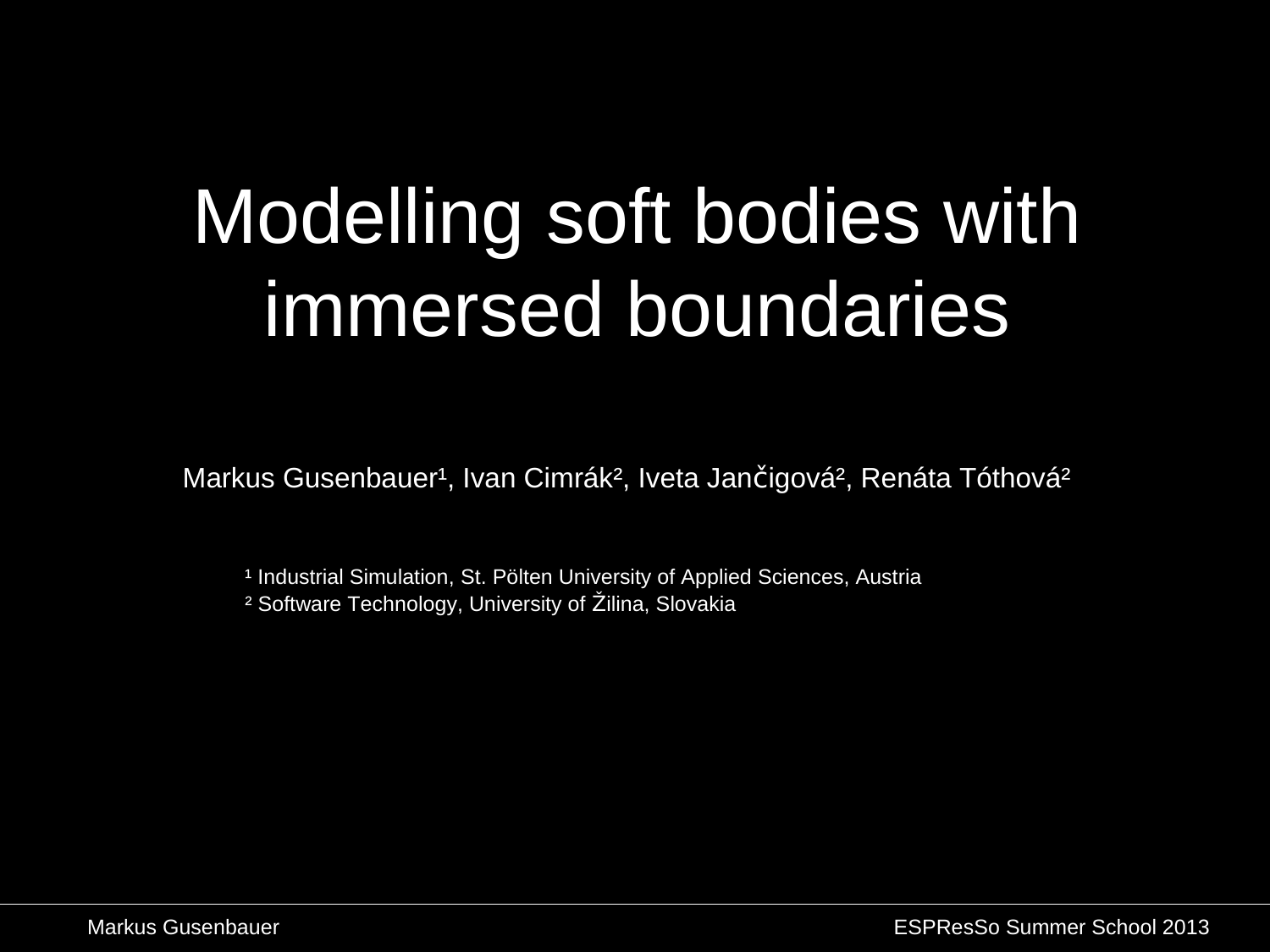# Modelling soft bodies with immersed boundaries

Markus Gusenbauer[1], Ivan Cimrák[2], Iveta Jančigová[2], Renáta Tóthová[2]

[1] Industrial Simulation, St. Pölten University of Applied Sciences, Austria
[2] Software Technology, University of Žilina, Slovakia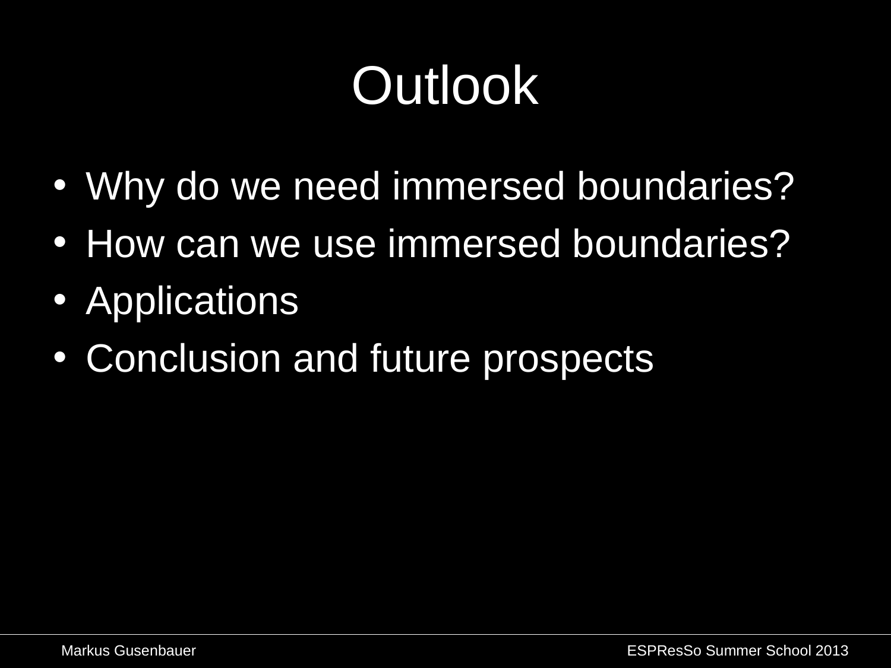# Outlook

- Why do we need immersed boundaries?
- How can we use immersed boundaries?
- Applications
- Conclusion and future prospects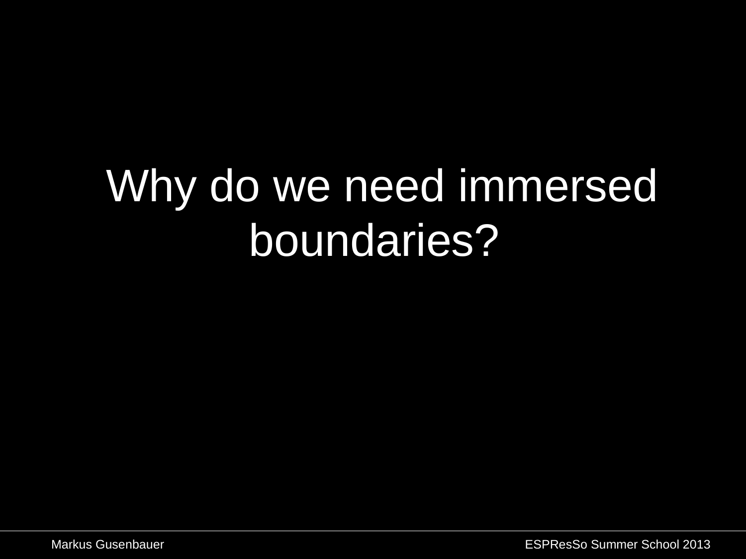# Why do we need immersed boundaries?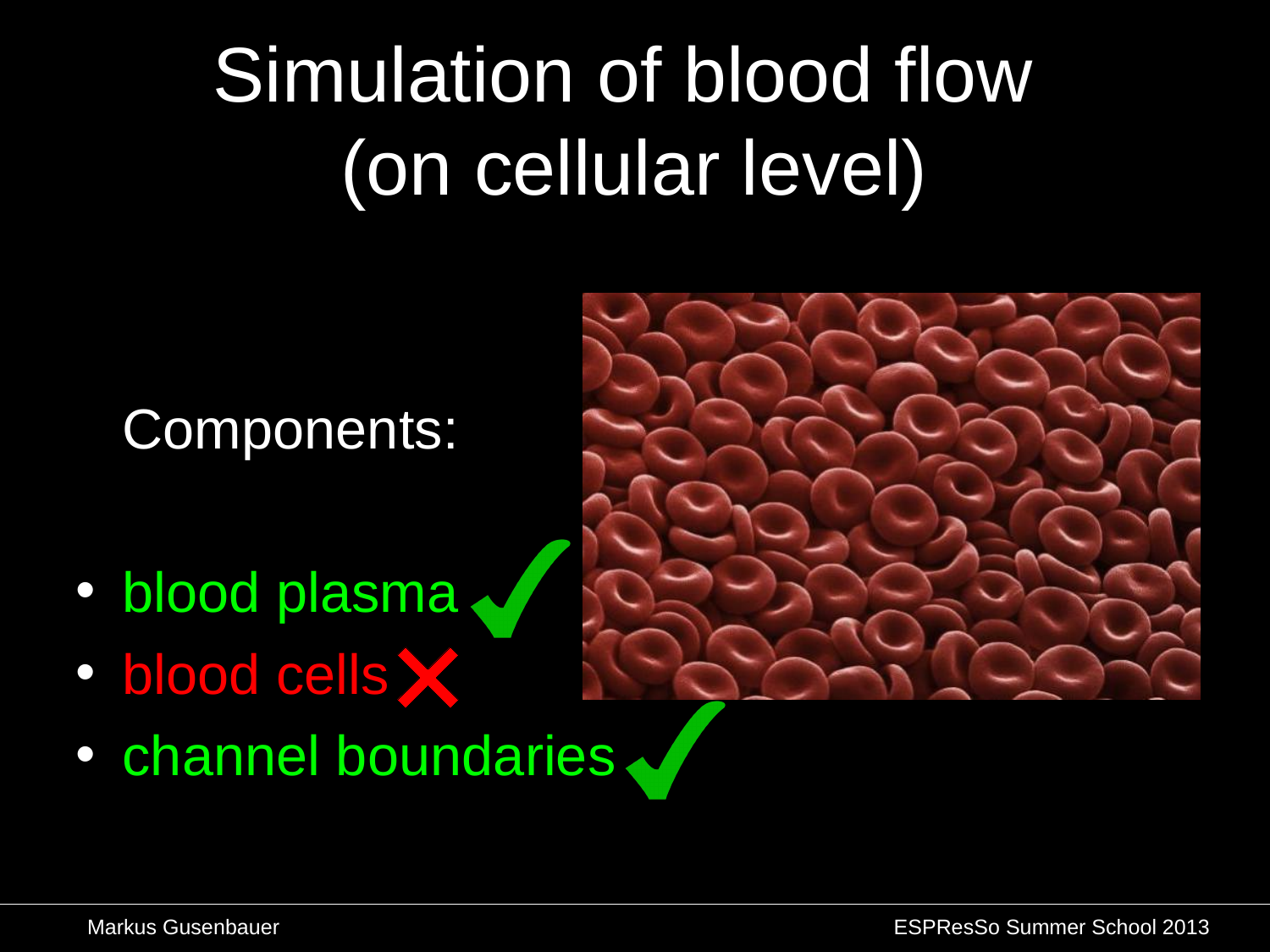# Simulation of blood flow (on cellular level)

Components:

- blood plasma ✓
- blood cells ✗
- channel boundaries ✓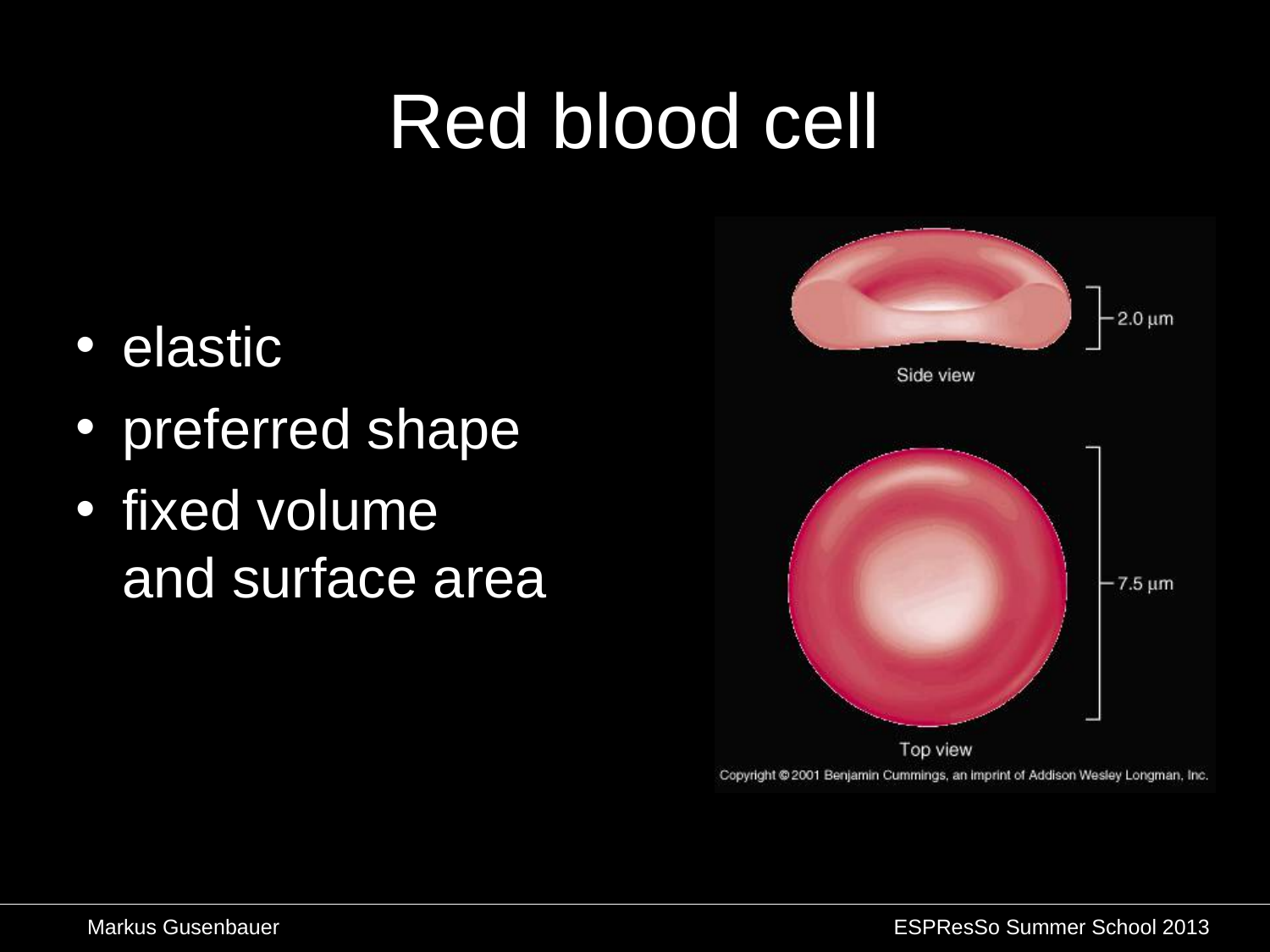# Red blood cell

- elastic
- preferred shape
- fixed volume and surface area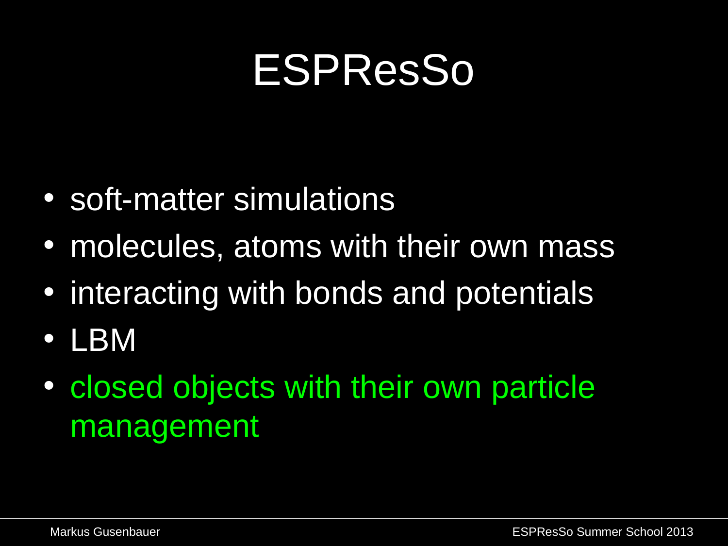# ESPResSo

- soft-matter simulations
- molecules, atoms with their own mass
- interacting with bonds and potentials
- LBM
- closed objects with their own particle management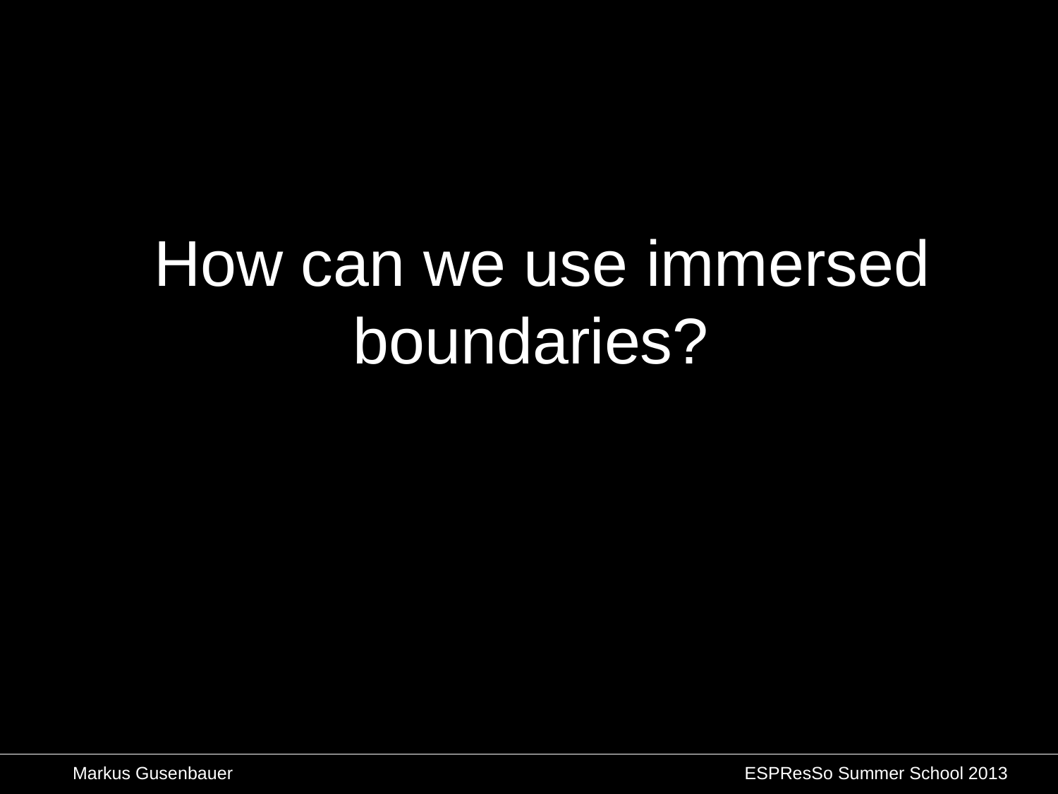# How can we use immersed boundaries?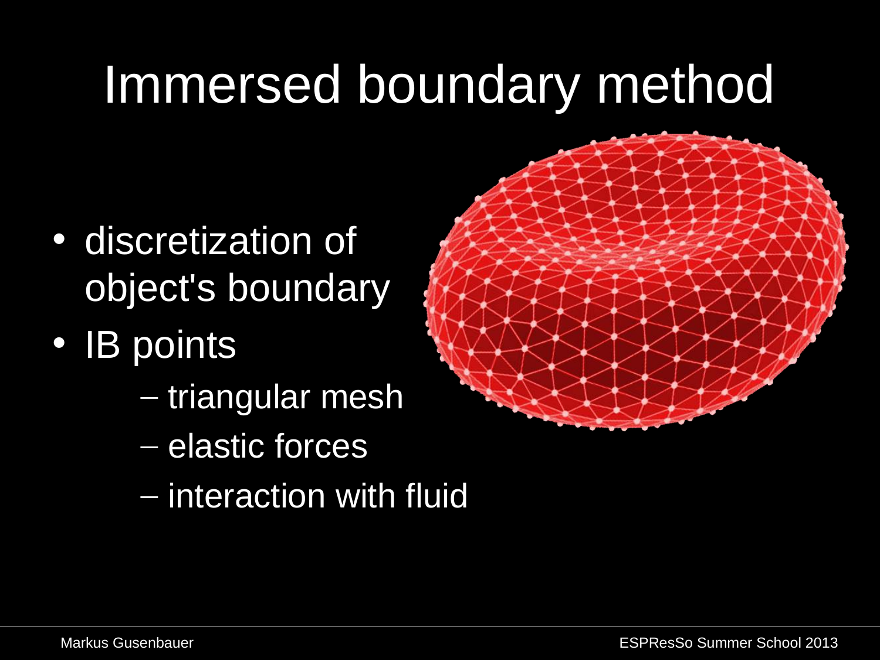# Immersed boundary method

- discretization of object's boundary
- IB points
  - triangular mesh
  - elastic forces
  - interaction with fluid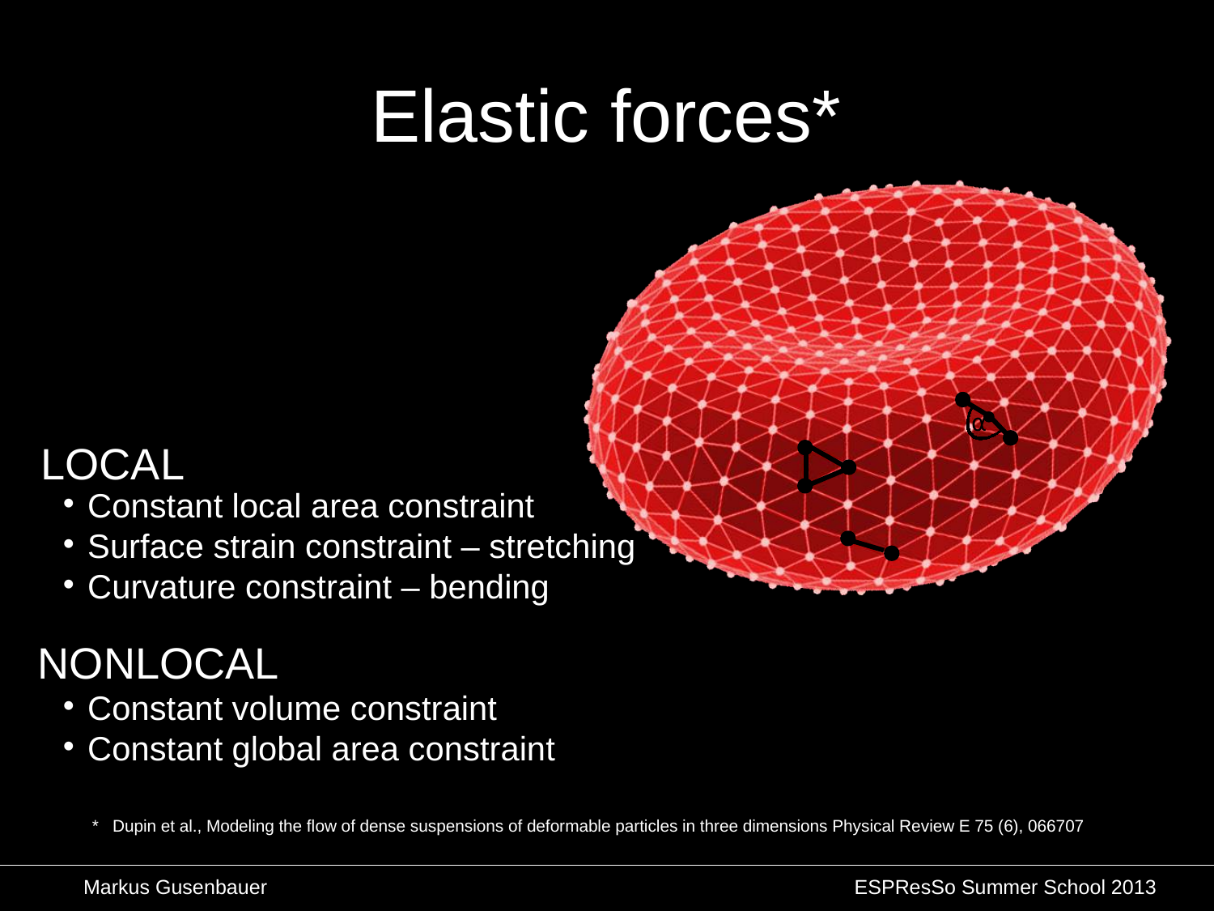# Elastic forces*

LOCAL

- Constant local area constraint
- Surface strain constraint – stretching
- Curvature constraint – bending

NONLOCAL

- Constant volume constraint
- Constant global area constraint

\* Dupin et al., Modeling the flow of dense suspensions of deformable particles in three dimensions Physical Review E 75 (6), 066707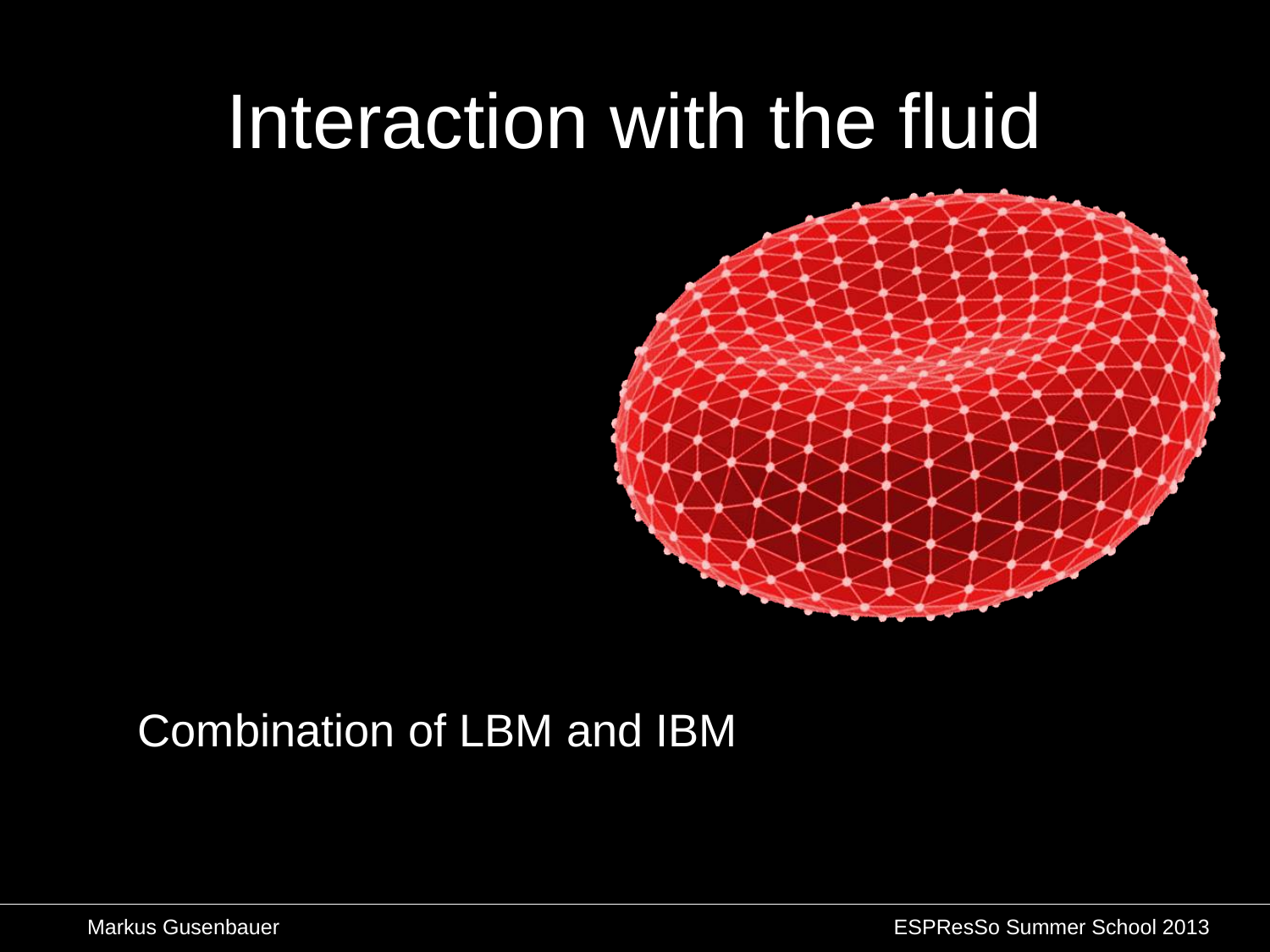# Interaction with the fluid

Combination of LBM and IBM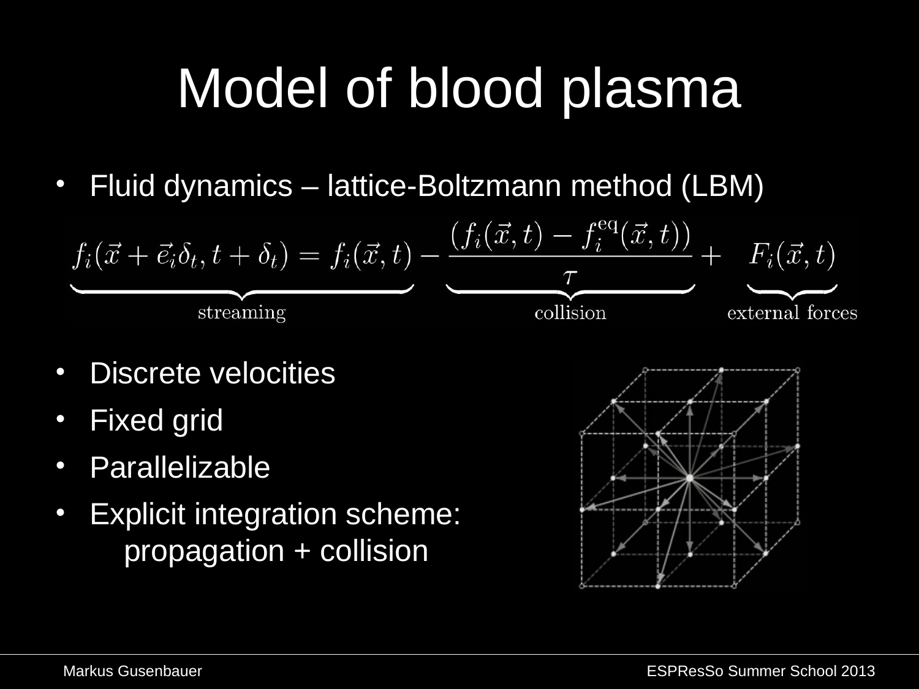# Model of blood plasma

- Fluid dynamics – lattice-Boltzmann method (LBM)

$$\underbrace{f_i(\vec{x}+\vec{e}_i\delta_t, t+\delta_t) = f_i(\vec{x},t)}_{\text{streaming}} - \underbrace{\frac{(f_i(\vec{x},t) - f_i^{\text{eq}}(\vec{x},t))}{\tau}}_{\text{collision}} + \underbrace{F_i(\vec{x},t)}_{\text{external forces}}$$

- Discrete velocities
- Fixed grid
- Parallelizable
- Explicit integration scheme:
  propagation + collision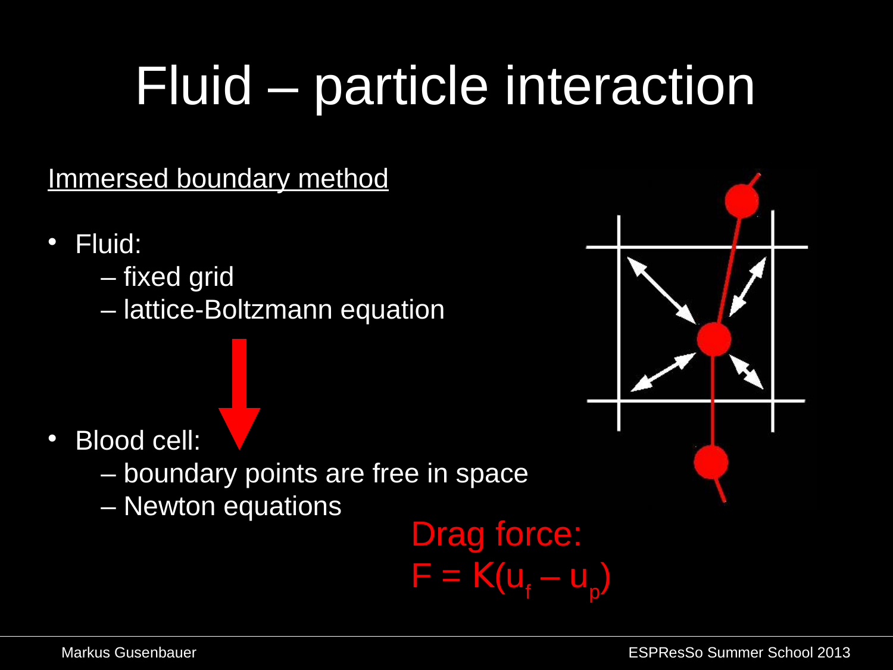# Fluid – particle interaction

Immersed boundary method

- Fluid:
  - fixed grid
  - lattice-Boltzmann equation
- Blood cell:
  - boundary points are free in space
  - Newton equations

Drag force:

$F = K(u_f - u_p)$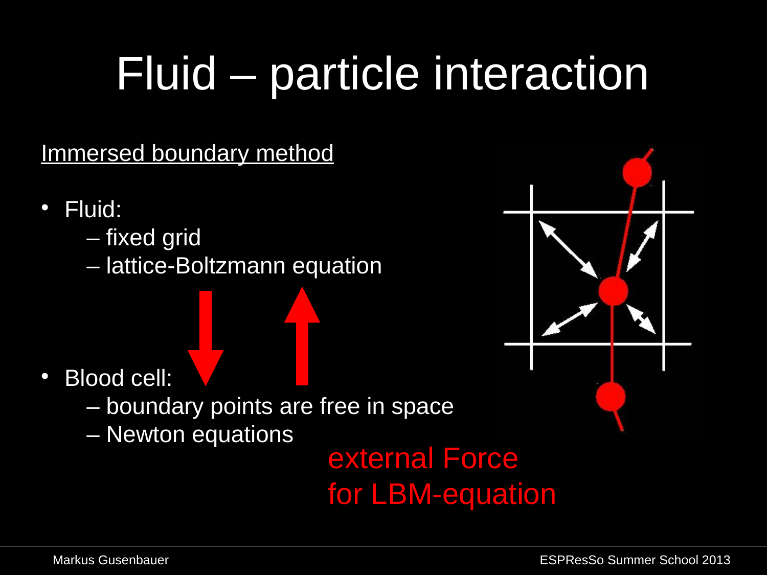# Fluid – particle interaction

Immersed boundary method

- Fluid:
  - fixed grid
  - lattice-Boltzmann equation
- Blood cell:
  - boundary points are free in space
  - Newton equations

external Force
for LBM-equation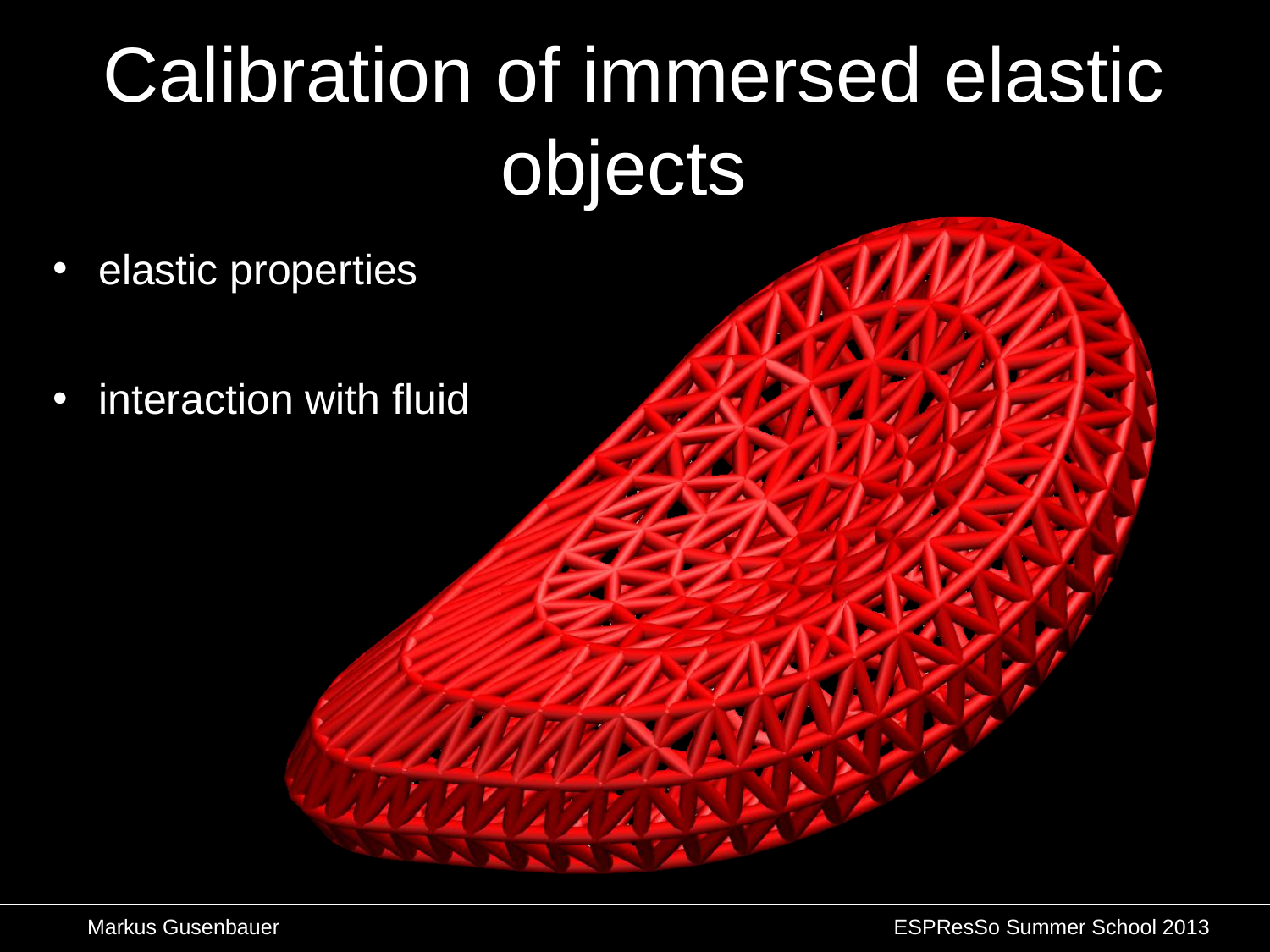# Calibration of immersed elastic objects

- elastic properties
- interaction with fluid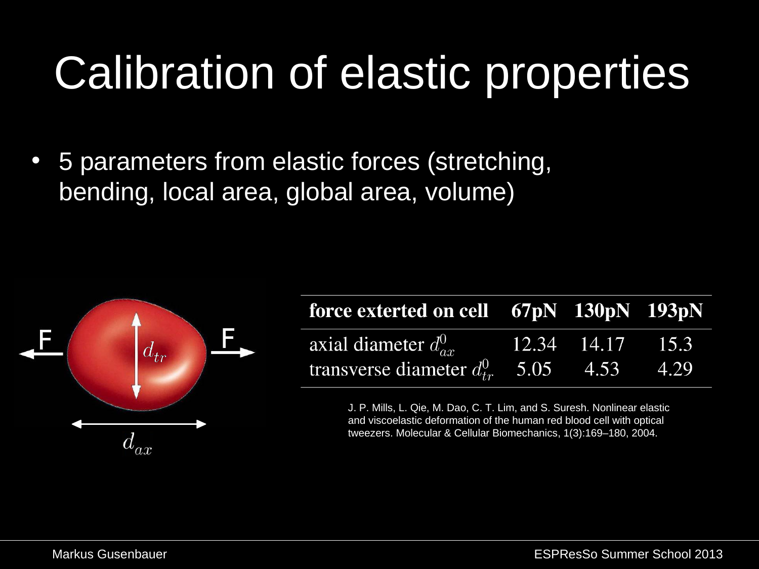# Calibration of elastic properties

- 5 parameters from elastic forces (stretching, bending, local area, global area, volume)

| **force exterted on cell** | **67pN** | **130pN** | **193pN** |
|---|---|---|---|
| axial diameter $d_{ax}^0$ | 12.34 | 14.17 | 15.3 |
| transverse diameter $d_{tr}^0$ | 5.05 | 4.53 | 4.29 |

J. P. Mills, L. Qie, M. Dao, C. T. Lim, and S. Suresh. Nonlinear elastic and viscoelastic deformation of the human red blood cell with optical tweezers. Molecular & Cellular Biomechanics, 1(3):169–180, 2004.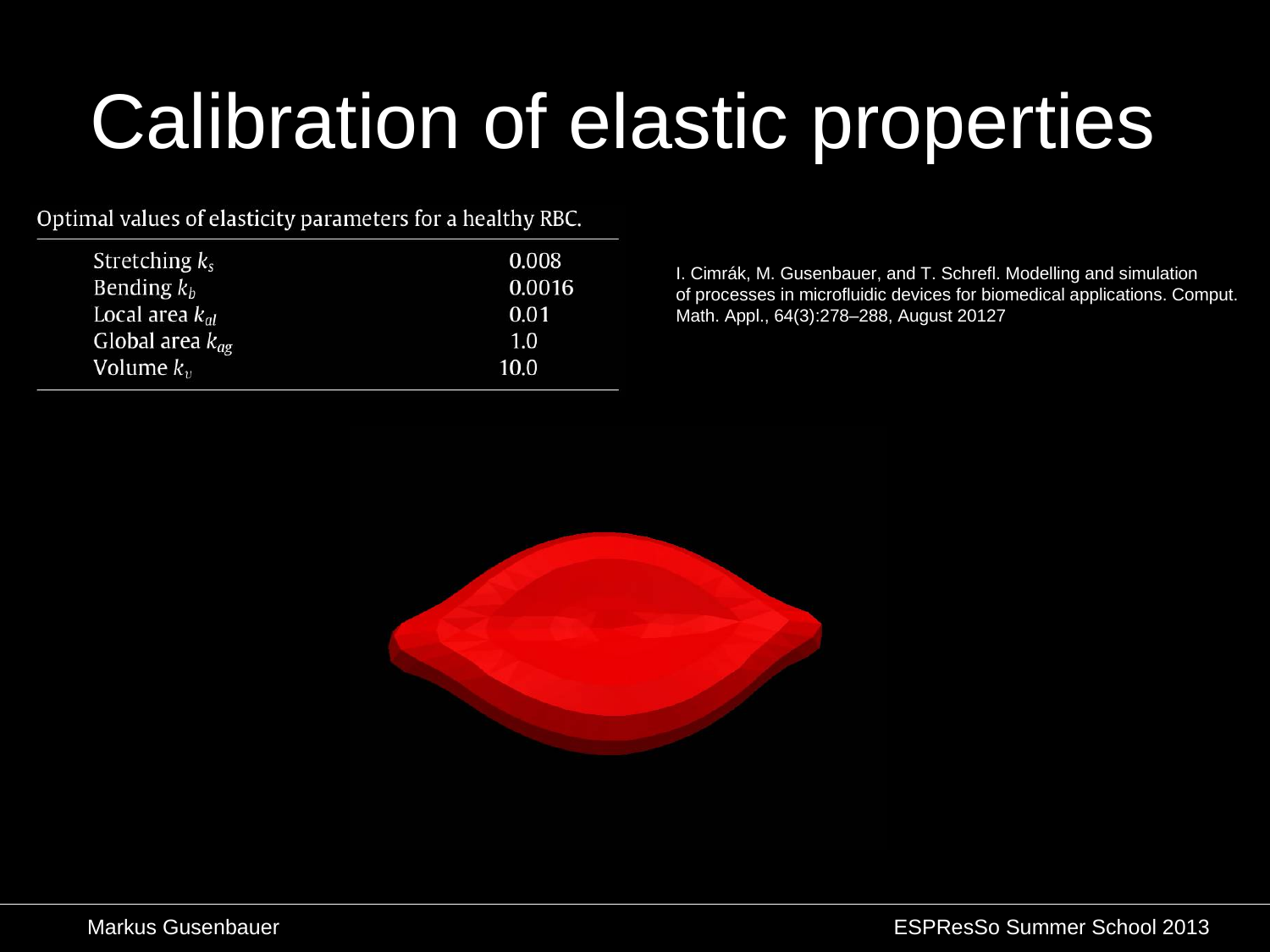# Calibration of elastic properties

Optimal values of elasticity parameters for a healthy RBC.

| | |
|---|---|
| Stretching $k_s$ | 0.008 |
| Bending $k_b$ | 0.0016 |
| Local area $k_{al}$ | 0.01 |
| Global area $k_{ag}$ | 1.0 |
| Volume $k_v$ | 10.0 |

I. Cimrák, M. Gusenbauer, and T. Schrefl. Modelling and simulation of processes in microfluidic devices for biomedical applications. Comput. Math. Appl., 64(3):278–288, August 20127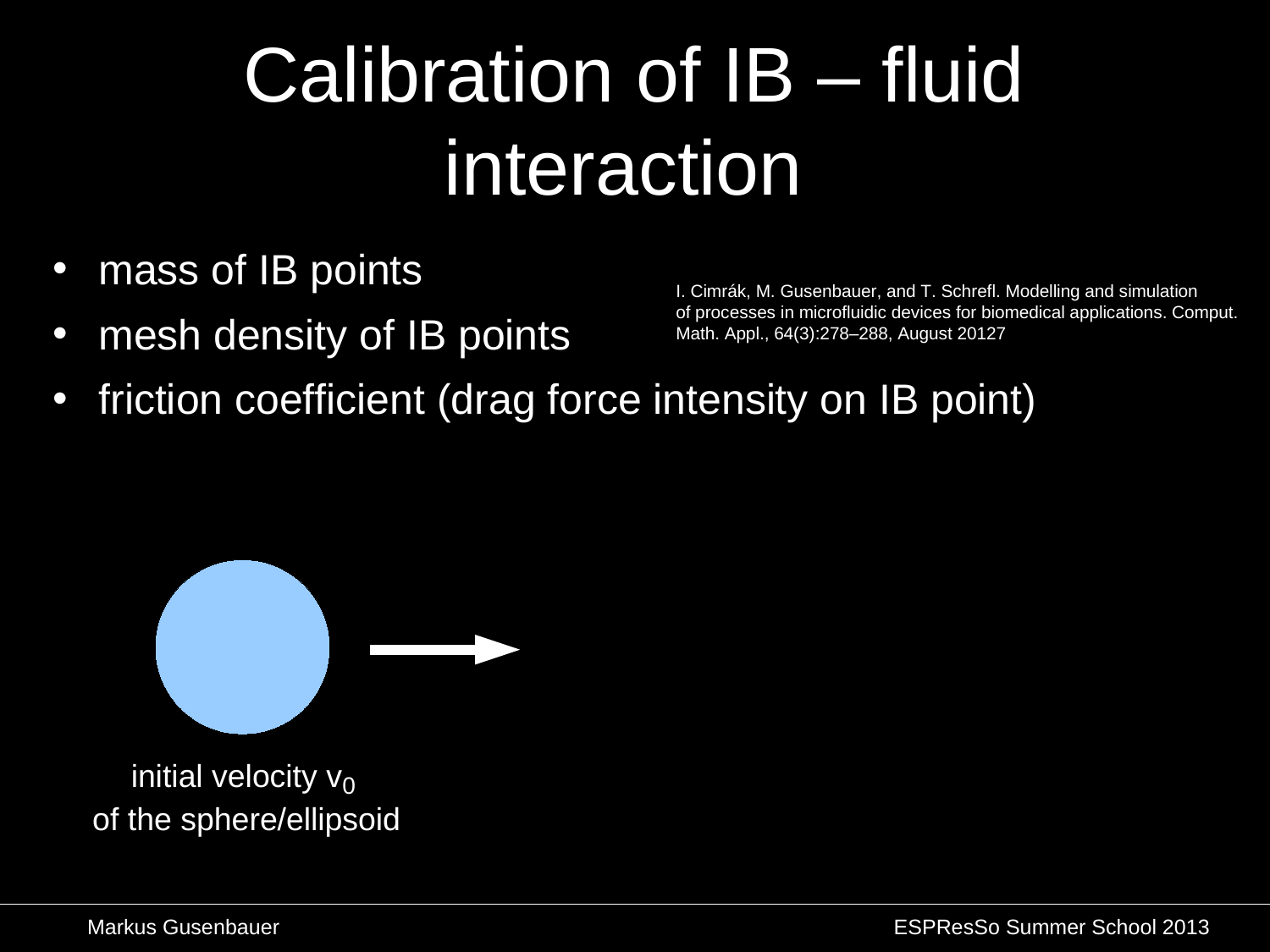# Calibration of IB – fluid interaction

- mass of IB points
- mesh density of IB points
- friction coefficient (drag force intensity on IB point)

I. Cimrák, M. Gusenbauer, and T. Schrefl. Modelling and simulation of processes in microfluidic devices for biomedical applications. Comput. Math. Appl., 64(3):278–288, August 20127

initial velocity $v_0$
of the sphere/ellipsoid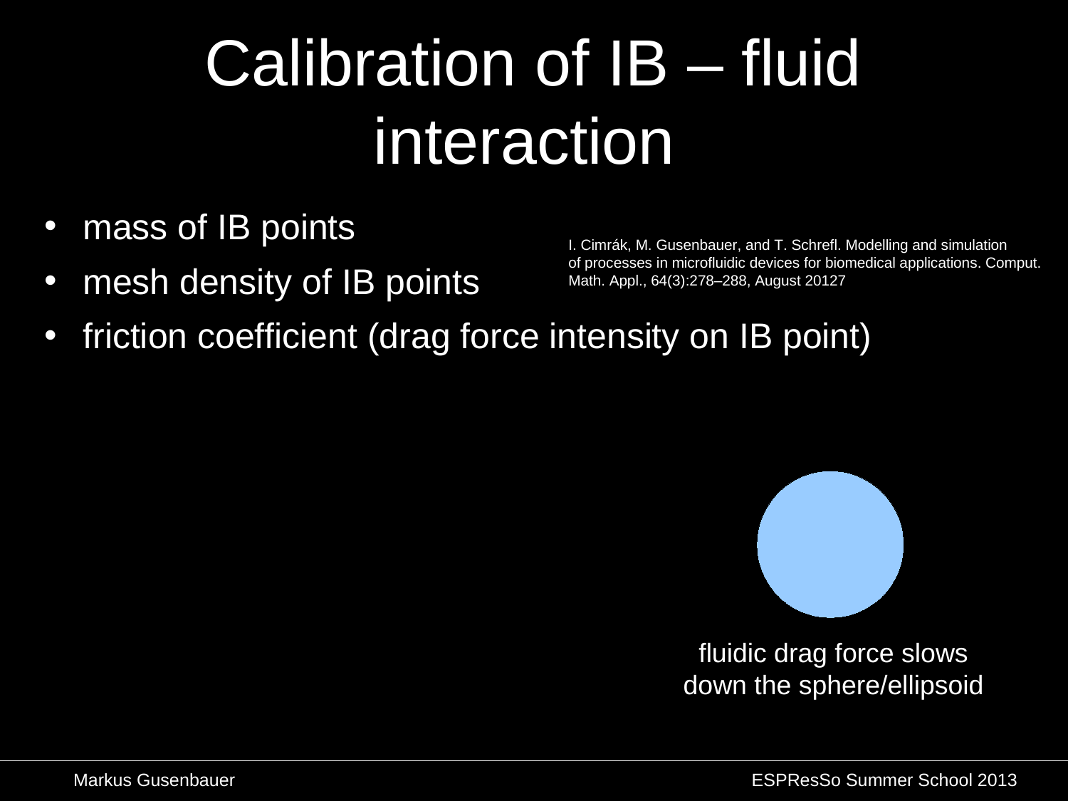# Calibration of IB – fluid interaction

- mass of IB points
- mesh density of IB points
- friction coefficient (drag force intensity on IB point)

I. Cimrák, M. Gusenbauer, and T. Schrefl. Modelling and simulation of processes in microfluidic devices for biomedical applications. Comput. Math. Appl., 64(3):278–288, August 20127

fluidic drag force slows down the sphere/ellipsoid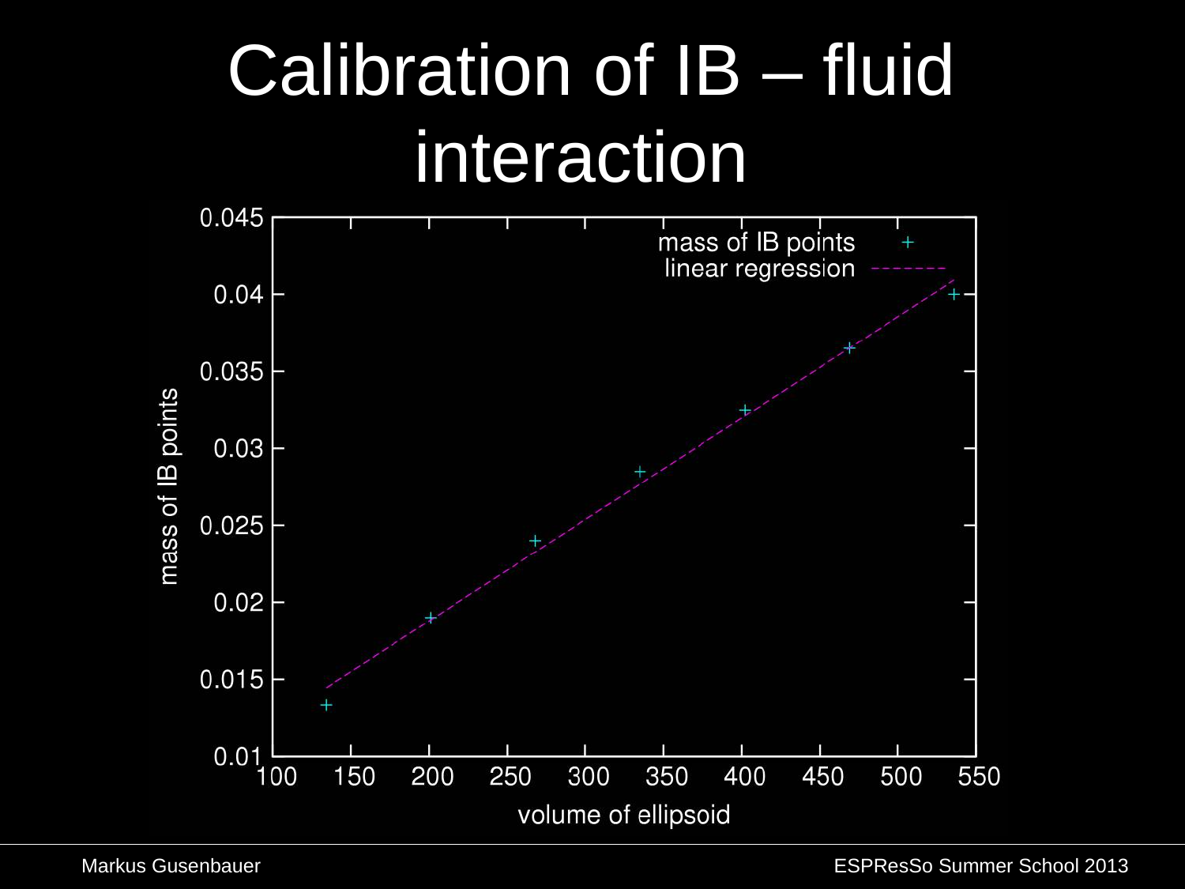# Calibration of IB – fluid interaction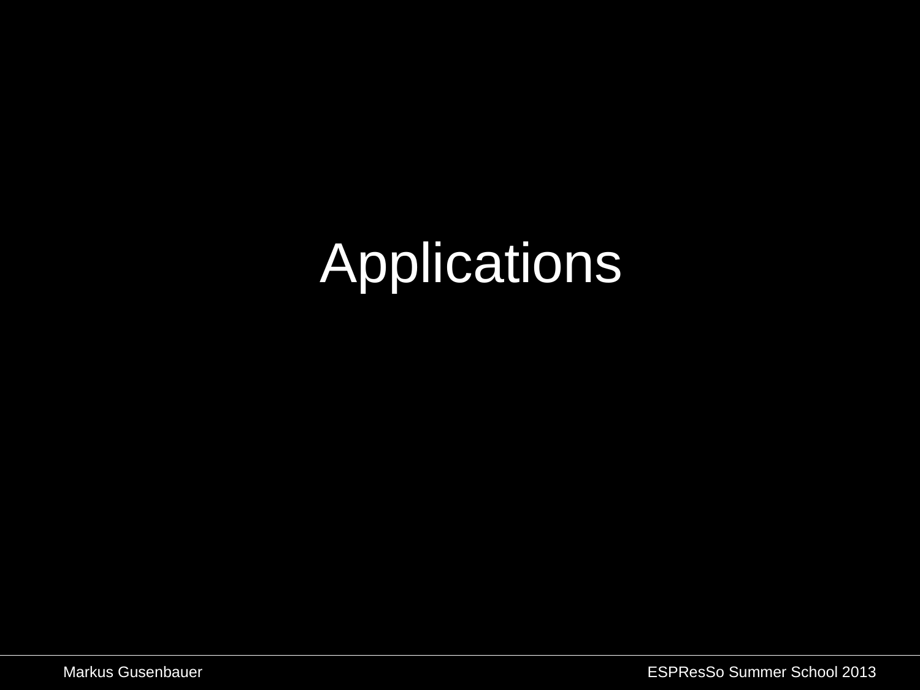# Applications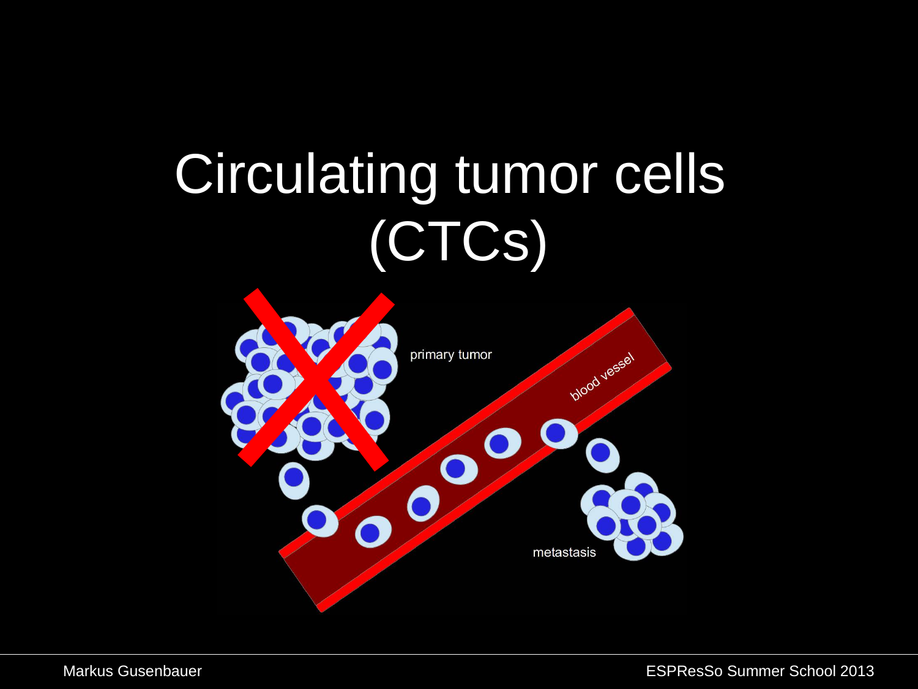# Circulating tumor cells (CTCs)

primary tumor

blood vessel

metastasis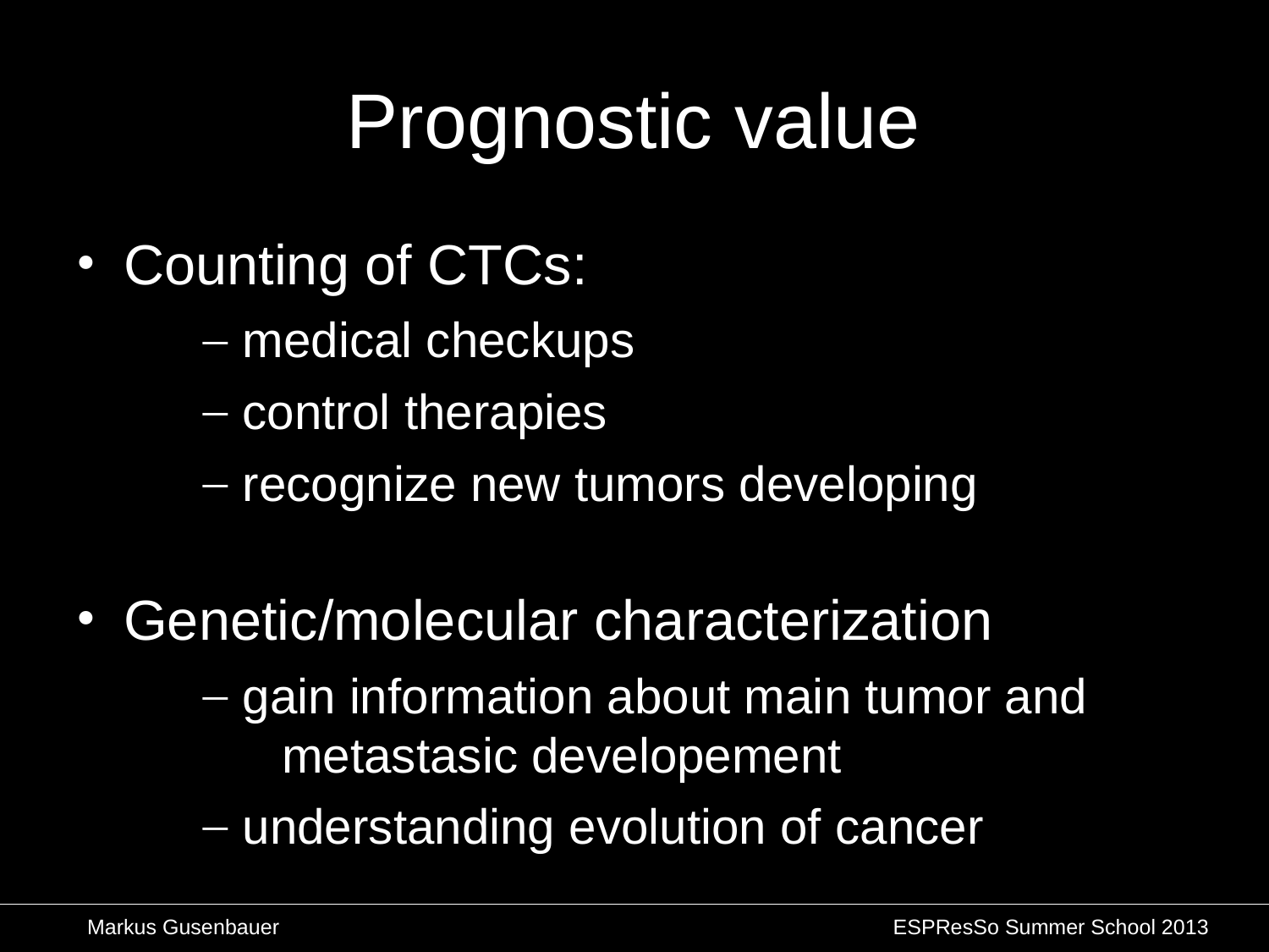# Prognostic value

- Counting of CTCs:
  - medical checkups
  - control therapies
  - recognize new tumors developing

- Genetic/molecular characterization
  - gain information about main tumor and metastasic developement
  - understanding evolution of cancer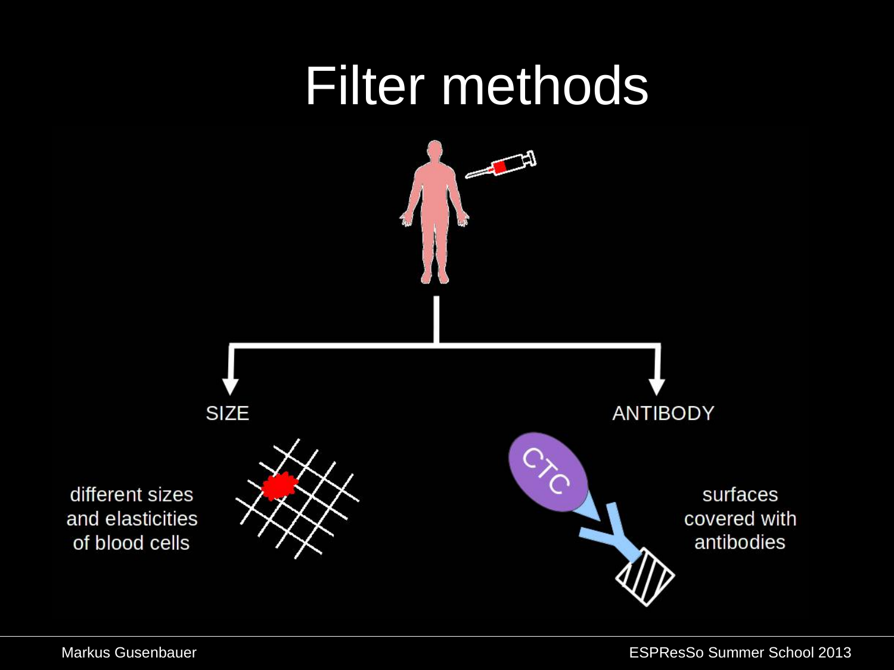# Filter methods

SIZE

different sizes and elasticities of blood cells

ANTIBODY

CTC

surfaces covered with antibodies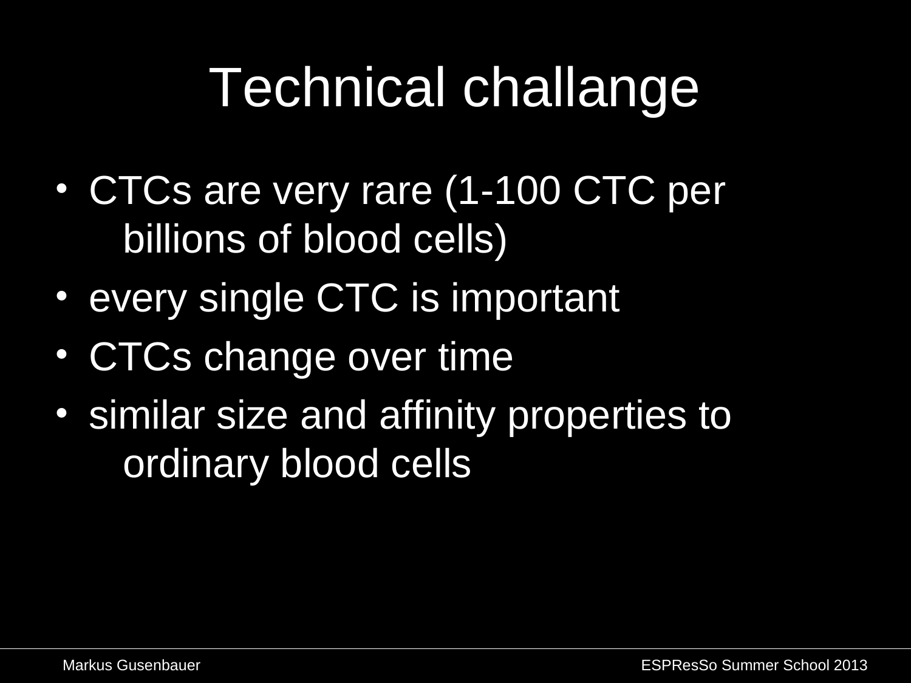# Technical challange

- CTCs are very rare (1-100 CTC per billions of blood cells)
- every single CTC is important
- CTCs change over time
- similar size and affinity properties to ordinary blood cells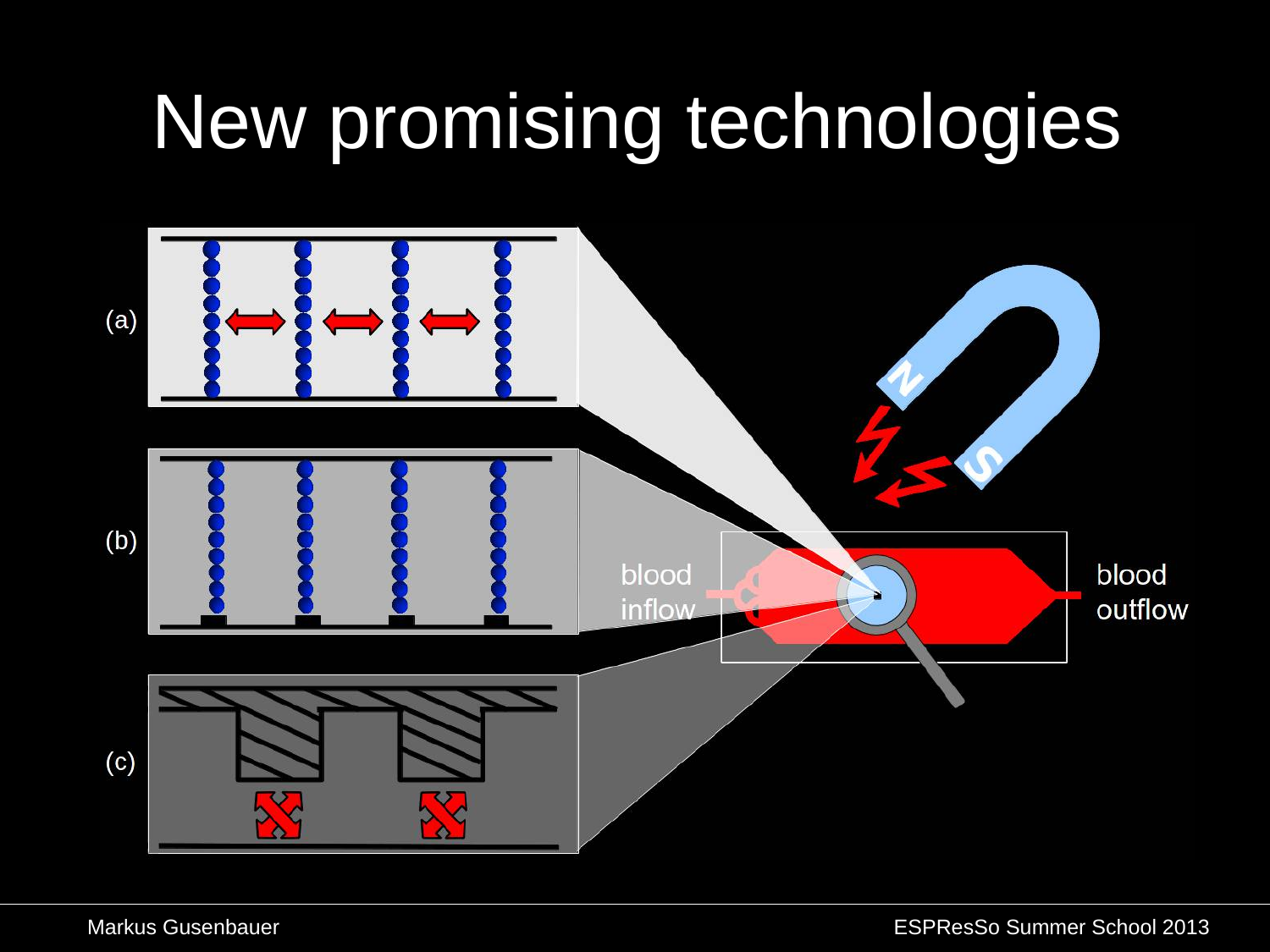# New promising technologies

(a)

(b)

(c)

blood inflow

blood outflow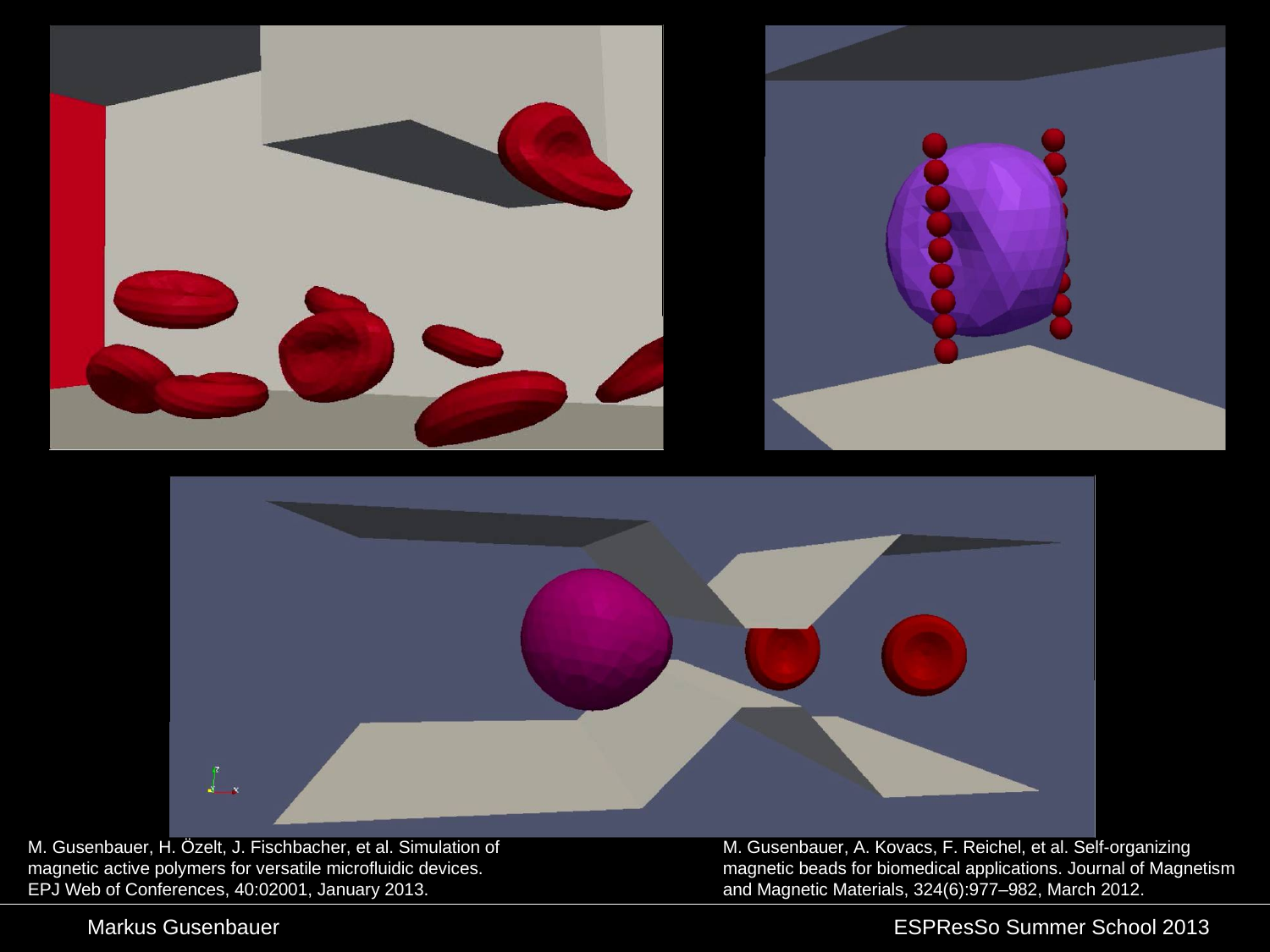M. Gusenbauer, H. Özelt, J. Fischbacher, et al. Simulation of magnetic active polymers for versatile microfluidic devices. EPJ Web of Conferences, 40:02001, January 2013.

M. Gusenbauer, A. Kovacs, F. Reichel, et al. Self-organizing magnetic beads for biomedical applications. Journal of Magnetism and Magnetic Materials, 324(6):977–982, March 2012.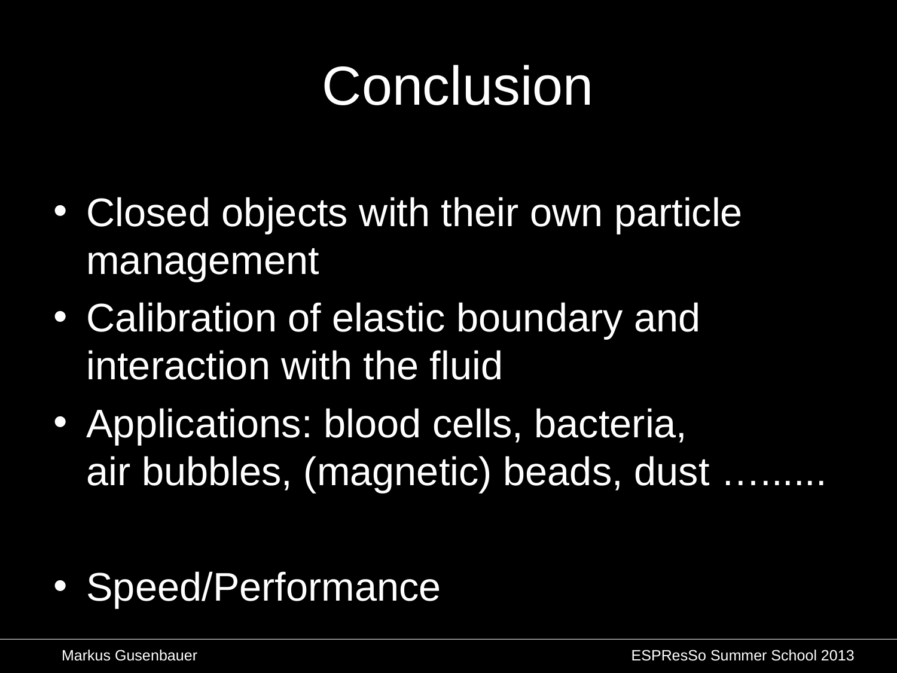# Conclusion

- Closed objects with their own particle management
- Calibration of elastic boundary and interaction with the fluid
- Applications: blood cells, bacteria, air bubbles, (magnetic) beads, dust ……...

- Speed/Performance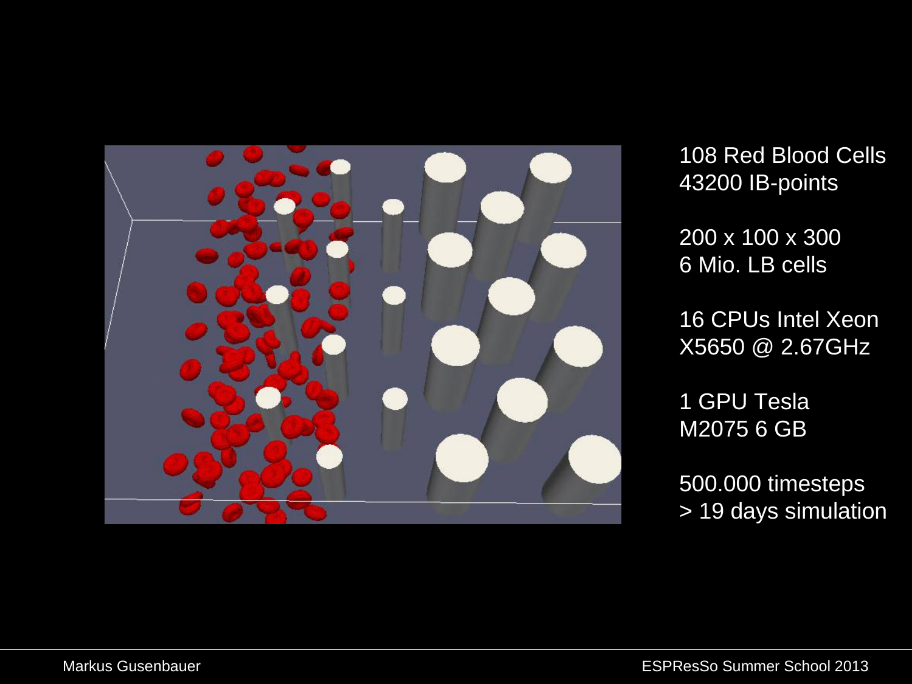108 Red Blood Cells
43200 IB-points

200 x 100 x 300
6 Mio. LB cells

16 CPUs Intel Xeon
X5650 @ 2.67GHz

1 GPU Tesla
M2075 6 GB

500.000 timesteps
> 19 days simulation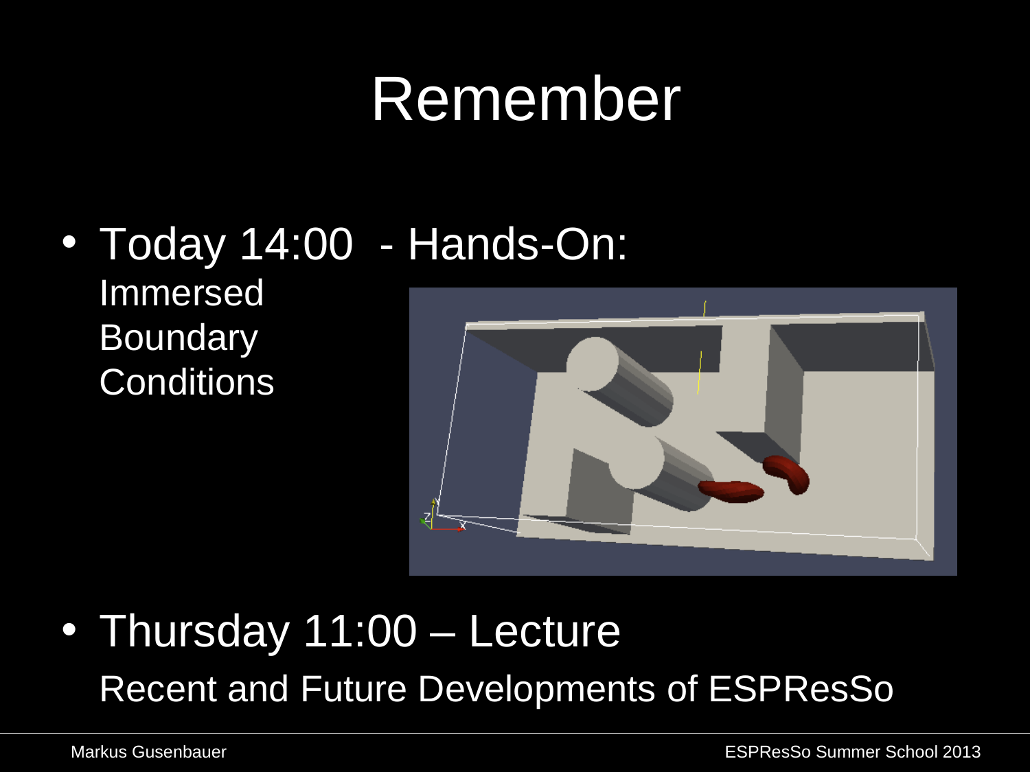# Remember

- Today 14:00 - Hands-On:
  Immersed
  Boundary
  Conditions

- Thursday 11:00 – Lecture
  Recent and Future Developments of ESPResSo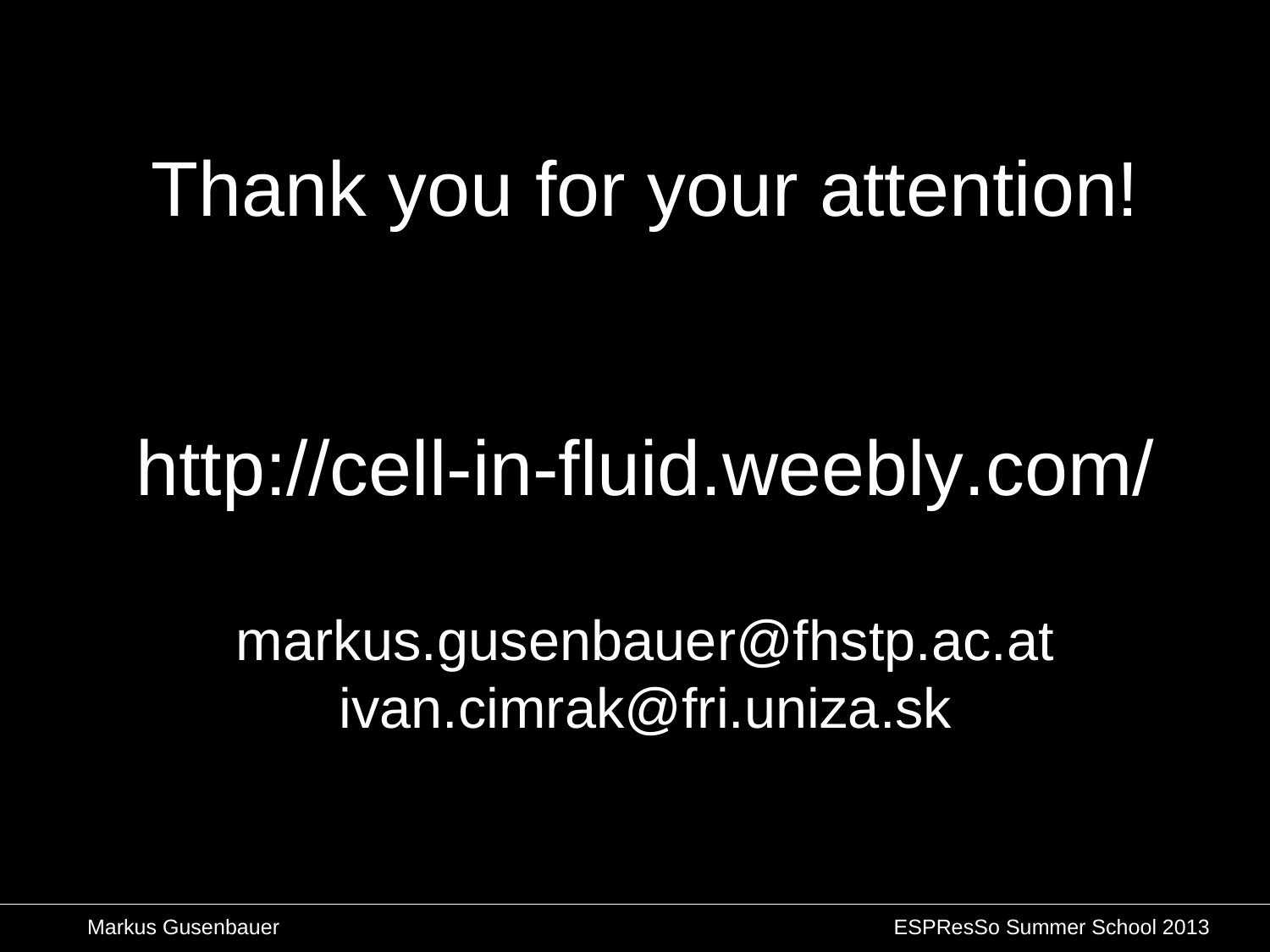# Thank you for your attention!

http://cell-in-fluid.weebly.com/

markus.gusenbauer@fhstp.ac.at
ivan.cimrak@fri.uniza.sk